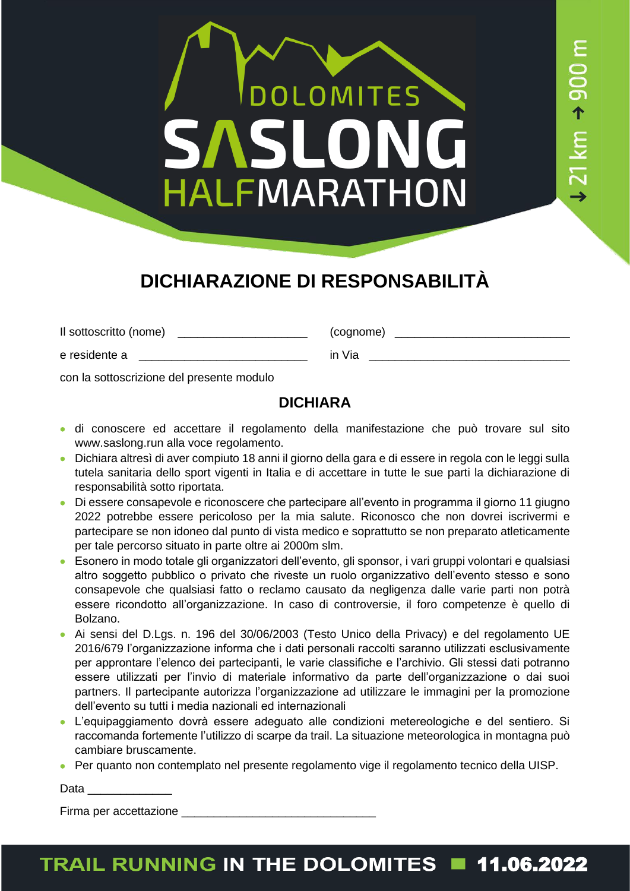DOLOMITES
SASLONG
HALFMARATHON

→ 21 km ↑ 900 m

# DICHIARAZIONE DI RESPONSABILITÀ

Il sottoscritto (nome) ____________________ (cognome) __________________________

e residente a _________________________ in Via _______________________________

con la sottoscrizione del presente modulo

## DICHIARA

- di conoscere ed accettare il regolamento della manifestazione che può trovare sul sito www.saslong.run alla voce regolamento.
- Dichiara altresì di aver compiuto 18 anni il giorno della gara e di essere in regola con le leggi sulla tutela sanitaria dello sport vigenti in Italia e di accettare in tutte le sue parti la dichiarazione di responsabilità sotto riportata.
- Di essere consapevole e riconoscere che partecipare all'evento in programma il giorno 11 giugno 2022 potrebbe essere pericoloso per la mia salute. Riconosco che non dovrei iscrivermi e partecipare se non idoneo dal punto di vista medico e soprattutto se non preparato atleticamente per tale percorso situato in parte oltre ai 2000m slm.
- Esonero in modo totale gli organizzatori dell'evento, gli sponsor, i vari gruppi volontari e qualsiasi altro soggetto pubblico o privato che riveste un ruolo organizzativo dell'evento stesso e sono consapevole che qualsiasi fatto o reclamo causato da negligenza dalle varie parti non potrà essere ricondotto all'organizzazione. In caso di controversie, il foro competenze è quello di Bolzano.
- Ai sensi del D.Lgs. n. 196 del 30/06/2003 (Testo Unico della Privacy) e del regolamento UE 2016/679 l'organizzazione informa che i dati personali raccolti saranno utilizzati esclusivamente per approntare l'elenco dei partecipanti, le varie classifiche e l'archivio. Gli stessi dati potranno essere utilizzati per l'invio di materiale informativo da parte dell'organizzazione o dai suoi partners. Il partecipante autorizza l'organizzazione ad utilizzare le immagini per la promozione dell'evento su tutti i media nazionali ed internazionali
- L'equipaggiamento dovrà essere adeguato alle condizioni metereologiche e del sentiero. Si raccomanda fortemente l'utilizzo di scarpe da trail. La situazione meteorologica in montagna può cambiare bruscamente.
- Per quanto non contemplato nel presente regolamento vige il regolamento tecnico della UISP.

Data _____________

Firma per accettazione ______________________________

**TRAIL RUNNING IN THE DOLOMITES ■ 11.06.2022**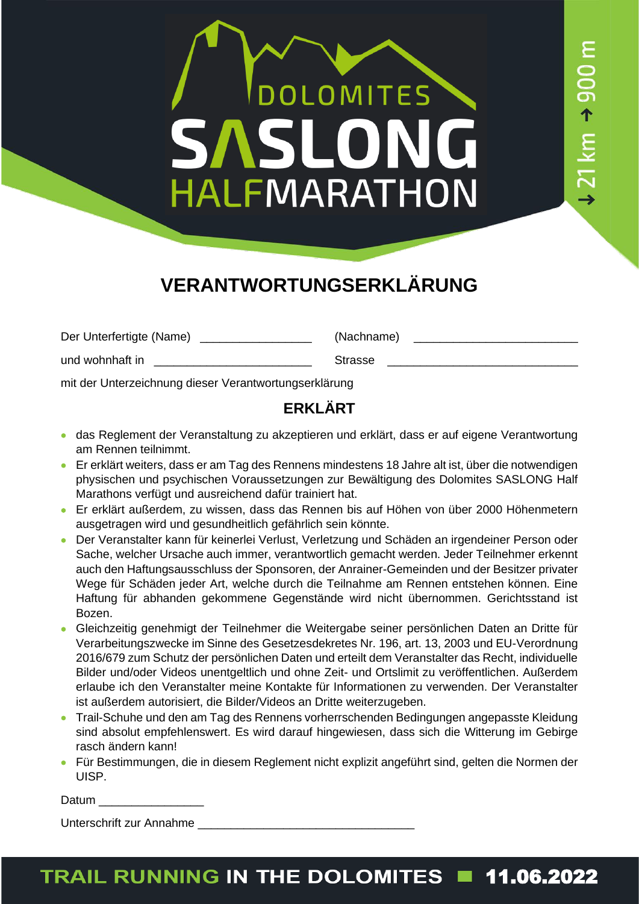DOLOMITES
SASLONG
HALFMARATHON

→ 21 km ↑ 900 m

# VERANTWORTUNGSERKLÄRUNG

Der Unterfertigte (Name) _________________ (Nachname) _________________________

und wohnhaft in ________________________ Strasse _____________________________

mit der Unterzeichnung dieser Verantwortungserklärung

## ERKLÄRT

- das Reglement der Veranstaltung zu akzeptieren und erklärt, dass er auf eigene Verantwortung am Rennen teilnimmt.
- Er erklärt weiters, dass er am Tag des Rennens mindestens 18 Jahre alt ist, über die notwendigen physischen und psychischen Voraussetzungen zur Bewältigung des Dolomites SASLONG Half Marathons verfügt und ausreichend dafür trainiert hat.
- Er erklärt außerdem, zu wissen, dass das Rennen bis auf Höhen von über 2000 Höhenmetern ausgetragen wird und gesundheitlich gefährlich sein könnte.
- Der Veranstalter kann für keinerlei Verlust, Verletzung und Schäden an irgendeiner Person oder Sache, welcher Ursache auch immer, verantwortlich gemacht werden. Jeder Teilnehmer erkennt auch den Haftungsausschluss der Sponsoren, der Anrainer-Gemeinden und der Besitzer privater Wege für Schäden jeder Art, welche durch die Teilnahme am Rennen entstehen können. Eine Haftung für abhanden gekommene Gegenstände wird nicht übernommen. Gerichtsstand ist Bozen.
- Gleichzeitig genehmigt der Teilnehmer die Weitergabe seiner persönlichen Daten an Dritte für Verarbeitungszwecke im Sinne des Gesetzesdekretes Nr. 196, art. 13, 2003 und EU-Verordnung 2016/679 zum Schutz der persönlichen Daten und erteilt dem Veranstalter das Recht, individuelle Bilder und/oder Videos unentgeltlich und ohne Zeit- und Ortslimit zu veröffentlichen. Außerdem erlaube ich den Veranstalter meine Kontakte für Informationen zu verwenden. Der Veranstalter ist außerdem autorisiert, die Bilder/Videos an Dritte weiterzugeben.
- Trail-Schuhe und den am Tag des Rennens vorherrschenden Bedingungen angepasste Kleidung sind absolut empfehlenswert. Es wird darauf hingewiesen, dass sich die Witterung im Gebirge rasch ändern kann!
- Für Bestimmungen, die in diesem Reglement nicht explizit angeführt sind, gelten die Normen der UISP.

Datum ________________

Unterschrift zur Annahme ________________________________

**TRAIL RUNNING IN THE DOLOMITES ■ 11.06.2022**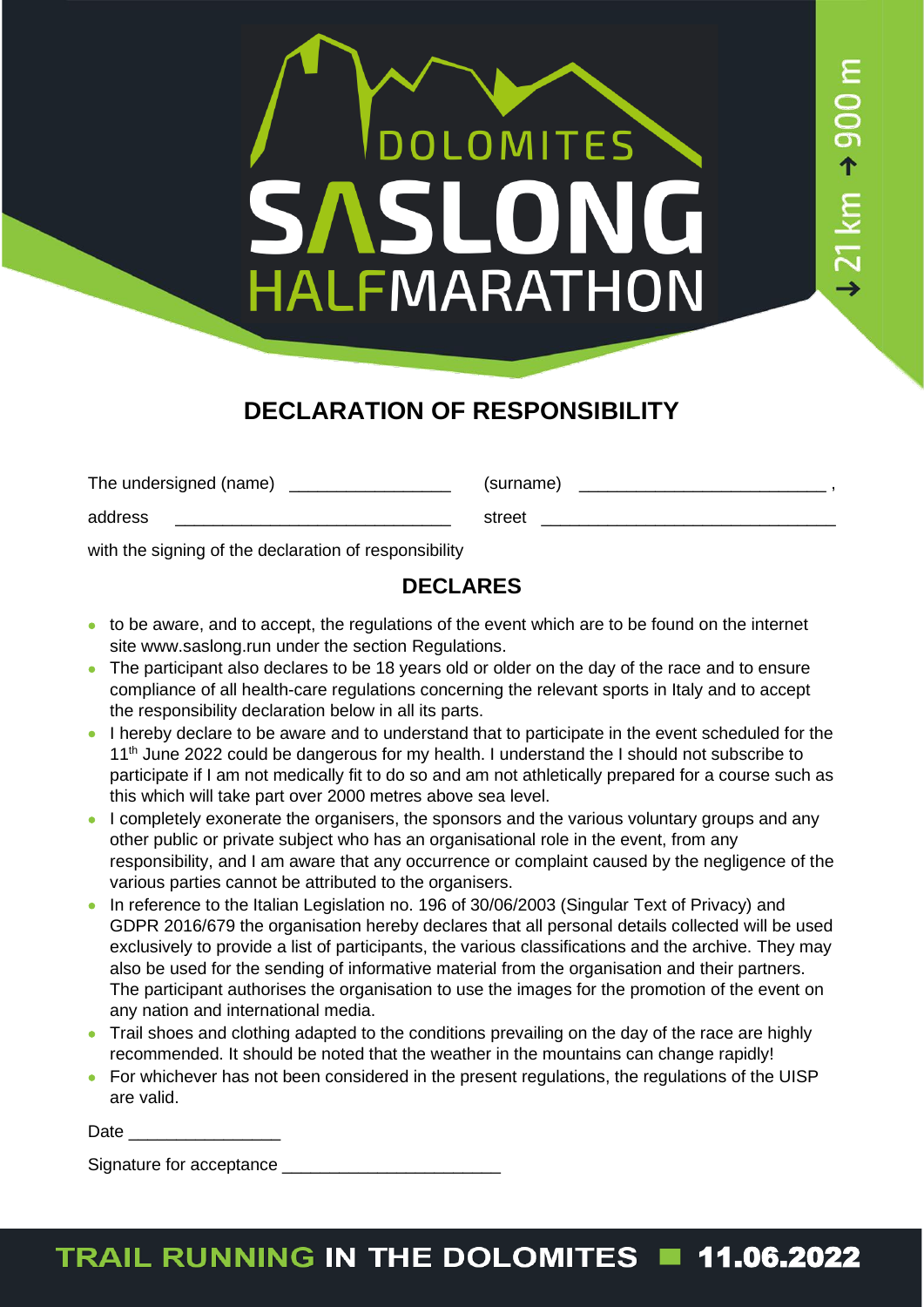DOLOMITES
SASLONG
HALFMARATHON

→ 21 km ↑ 900 m

# DECLARATION OF RESPONSIBILITY

The undersigned (name) _________________ (surname) __________________________ ,

address _____________________________ street _______________________________

with the signing of the declaration of responsibility

## DECLARES

- to be aware, and to accept, the regulations of the event which are to be found on the internet site www.saslong.run under the section Regulations.
- The participant also declares to be 18 years old or older on the day of the race and to ensure compliance of all health-care regulations concerning the relevant sports in Italy and to accept the responsibility declaration below in all its parts.
- I hereby declare to be aware and to understand that to participate in the event scheduled for the 11th June 2022 could be dangerous for my health. I understand the I should not subscribe to participate if I am not medically fit to do so and am not athletically prepared for a course such as this which will take part over 2000 metres above sea level.
- I completely exonerate the organisers, the sponsors and the various voluntary groups and any other public or private subject who has an organisational role in the event, from any responsibility, and I am aware that any occurrence or complaint caused by the negligence of the various parties cannot be attributed to the organisers.
- In reference to the Italian Legislation no. 196 of 30/06/2003 (Singular Text of Privacy) and GDPR 2016/679 the organisation hereby declares that all personal details collected will be used exclusively to provide a list of participants, the various classifications and the archive. They may also be used for the sending of informative material from the organisation and their partners. The participant authorises the organisation to use the images for the promotion of the event on any nation and international media.
- Trail shoes and clothing adapted to the conditions prevailing on the day of the race are highly recommended. It should be noted that the weather in the mountains can change rapidly!
- For whichever has not been considered in the present regulations, the regulations of the UISP are valid.

Date ________________

Signature for acceptance _______________________

**TRAIL RUNNING IN THE DOLOMITES ■ 11.06.2022**